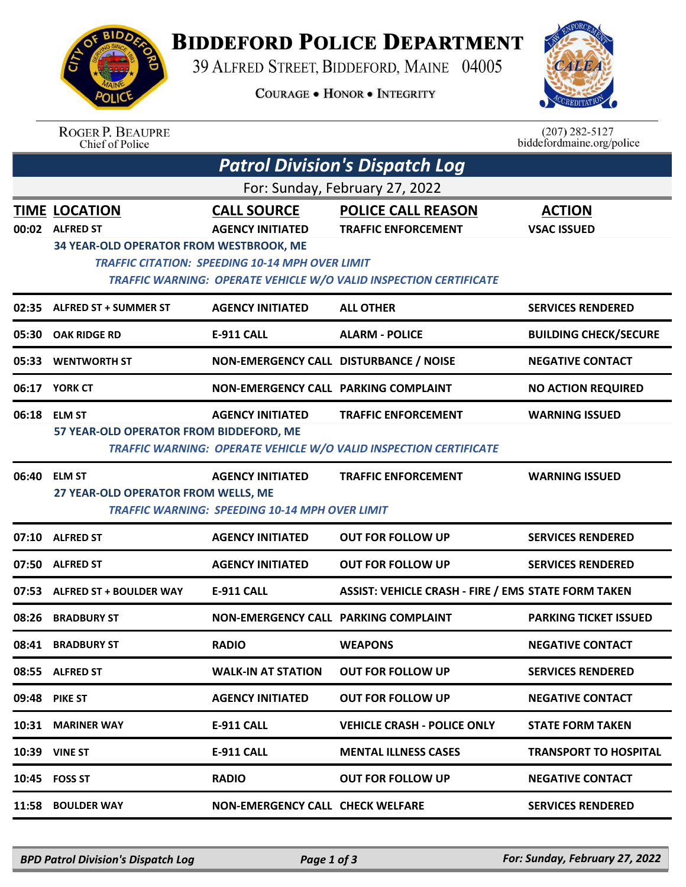# BIDDEFORD POLICE DEPARTMENT

39 ALFRED STREET, BIDDEFORD, MAINE 04005

COURAGE • HONOR • INTEGRITY

ROGER P. BEAUPRE
Chief of Police

(207) 282-5127
biddefordmaine.org/police

## Patrol Division's Dispatch Log

For: Sunday, February 27, 2022

| TIME | LOCATION | CALL SOURCE | POLICE CALL REASON | ACTION |
|---|---|---|---|---|
| 00:02 | ALFRED ST | AGENCY INITIATED | TRAFFIC ENFORCEMENT | VSAC ISSUED |
| | 34 YEAR-OLD OPERATOR FROM WESTBROOK, ME<br>*TRAFFIC CITATION: SPEEDING 10-14 MPH OVER LIMIT*<br>*TRAFFIC WARNING: OPERATE VEHICLE W/O VALID INSPECTION CERTIFICATE* | | | |
| 02:35 | ALFRED ST + SUMMER ST | AGENCY INITIATED | ALL OTHER | SERVICES RENDERED |
| 05:30 | OAK RIDGE RD | E-911 CALL | ALARM - POLICE | BUILDING CHECK/SECURE |
| 05:33 | WENTWORTH ST | NON-EMERGENCY CALL | DISTURBANCE / NOISE | NEGATIVE CONTACT |
| 06:17 | YORK CT | NON-EMERGENCY CALL | PARKING COMPLAINT | NO ACTION REQUIRED |
| 06:18 | ELM ST | AGENCY INITIATED | TRAFFIC ENFORCEMENT | WARNING ISSUED |
| | 57 YEAR-OLD OPERATOR FROM BIDDEFORD, ME<br>*TRAFFIC WARNING: OPERATE VEHICLE W/O VALID INSPECTION CERTIFICATE* | | | |
| 06:40 | ELM ST | AGENCY INITIATED | TRAFFIC ENFORCEMENT | WARNING ISSUED |
| | 27 YEAR-OLD OPERATOR FROM WELLS, ME<br>*TRAFFIC WARNING: SPEEDING 10-14 MPH OVER LIMIT* | | | |
| 07:10 | ALFRED ST | AGENCY INITIATED | OUT FOR FOLLOW UP | SERVICES RENDERED |
| 07:50 | ALFRED ST | AGENCY INITIATED | OUT FOR FOLLOW UP | SERVICES RENDERED |
| 07:53 | ALFRED ST + BOULDER WAY | E-911 CALL | ASSIST: VEHICLE CRASH - FIRE / EMS | STATE FORM TAKEN |
| 08:26 | BRADBURY ST | NON-EMERGENCY CALL | PARKING COMPLAINT | PARKING TICKET ISSUED |
| 08:41 | BRADBURY ST | RADIO | WEAPONS | NEGATIVE CONTACT |
| 08:55 | ALFRED ST | WALK-IN AT STATION | OUT FOR FOLLOW UP | SERVICES RENDERED |
| 09:48 | PIKE ST | AGENCY INITIATED | OUT FOR FOLLOW UP | NEGATIVE CONTACT |
| 10:31 | MARINER WAY | E-911 CALL | VEHICLE CRASH - POLICE ONLY | STATE FORM TAKEN |
| 10:39 | VINE ST | E-911 CALL | MENTAL ILLNESS CASES | TRANSPORT TO HOSPITAL |
| 10:45 | FOSS ST | RADIO | OUT FOR FOLLOW UP | NEGATIVE CONTACT |
| 11:58 | BOULDER WAY | NON-EMERGENCY CALL | CHECK WELFARE | SERVICES RENDERED |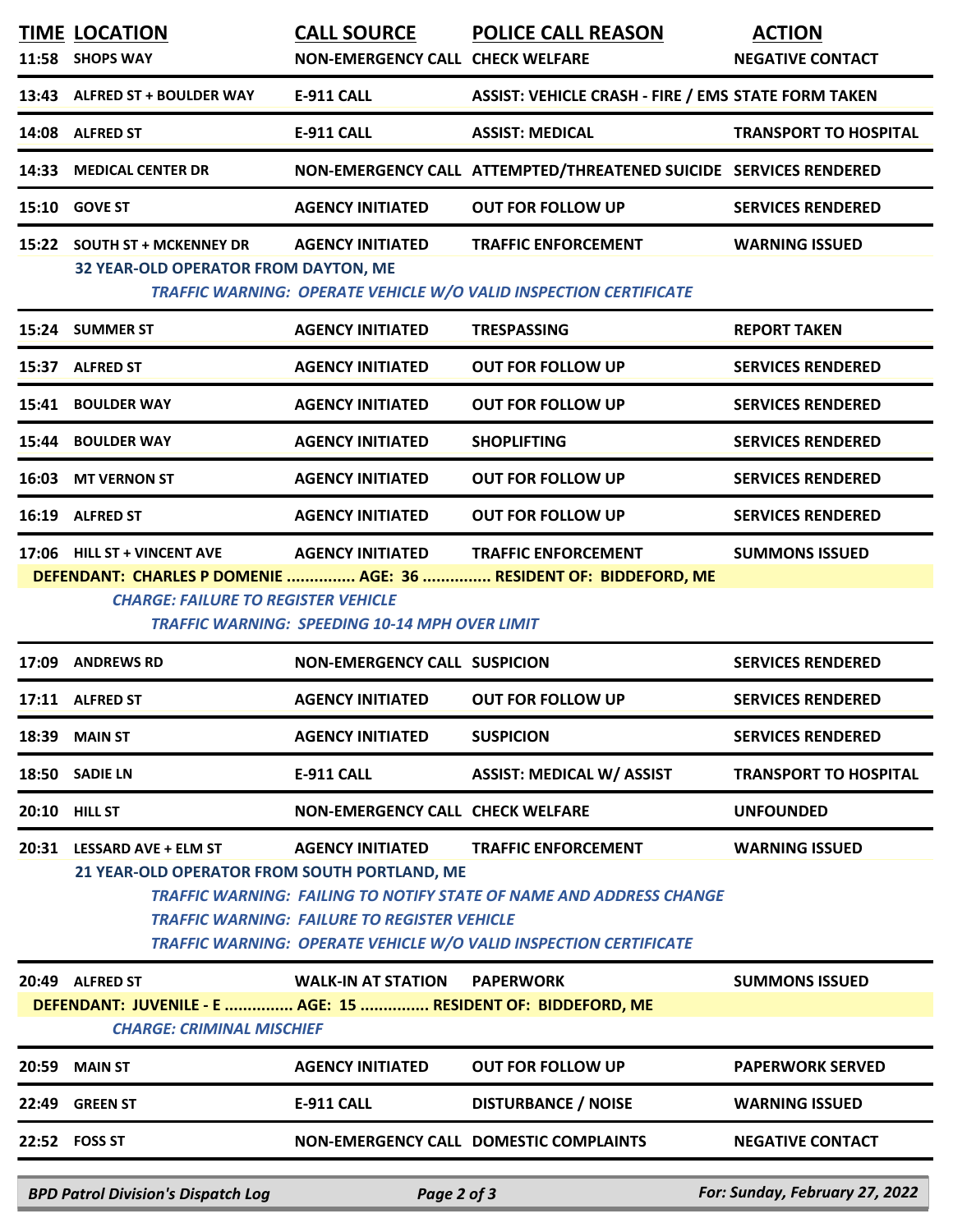| TIME | LOCATION | CALL SOURCE | POLICE CALL REASON | ACTION |
|---|---|---|---|---|
| 11:58 | SHOPS WAY | NON-EMERGENCY CALL | CHECK WELFARE | NEGATIVE CONTACT |
| 13:43 | ALFRED ST + BOULDER WAY | E-911 CALL | ASSIST: VEHICLE CRASH - FIRE / EMS | STATE FORM TAKEN |
| 14:08 | ALFRED ST | E-911 CALL | ASSIST: MEDICAL | TRANSPORT TO HOSPITAL |
| 14:33 | MEDICAL CENTER DR | NON-EMERGENCY CALL | ATTEMPTED/THREATENED SUICIDE | SERVICES RENDERED |
| 15:10 | GOVE ST | AGENCY INITIATED | OUT FOR FOLLOW UP | SERVICES RENDERED |
| 15:22 | SOUTH ST + MCKENNEY DR | AGENCY INITIATED | TRAFFIC ENFORCEMENT | WARNING ISSUED |

**32 YEAR-OLD OPERATOR FROM DAYTON, ME**

*TRAFFIC WARNING: OPERATE VEHICLE W/O VALID INSPECTION CERTIFICATE*

| TIME | LOCATION | CALL SOURCE | POLICE CALL REASON | ACTION |
|---|---|---|---|---|
| 15:24 | SUMMER ST | AGENCY INITIATED | TRESPASSING | REPORT TAKEN |
| 15:37 | ALFRED ST | AGENCY INITIATED | OUT FOR FOLLOW UP | SERVICES RENDERED |
| 15:41 | BOULDER WAY | AGENCY INITIATED | OUT FOR FOLLOW UP | SERVICES RENDERED |
| 15:44 | BOULDER WAY | AGENCY INITIATED | SHOPLIFTING | SERVICES RENDERED |
| 16:03 | MT VERNON ST | AGENCY INITIATED | OUT FOR FOLLOW UP | SERVICES RENDERED |
| 16:19 | ALFRED ST | AGENCY INITIATED | OUT FOR FOLLOW UP | SERVICES RENDERED |
| 17:06 | HILL ST + VINCENT AVE | AGENCY INITIATED | TRAFFIC ENFORCEMENT | SUMMONS ISSUED |

**DEFENDANT: CHARLES P DOMENIE ............... AGE: 36 ............... RESIDENT OF: BIDDEFORD, ME**

*CHARGE: FAILURE TO REGISTER VEHICLE*

*TRAFFIC WARNING: SPEEDING 10-14 MPH OVER LIMIT*

| TIME | LOCATION | CALL SOURCE | POLICE CALL REASON | ACTION |
|---|---|---|---|---|
| 17:09 | ANDREWS RD | NON-EMERGENCY CALL | SUSPICION | SERVICES RENDERED |
| 17:11 | ALFRED ST | AGENCY INITIATED | OUT FOR FOLLOW UP | SERVICES RENDERED |
| 18:39 | MAIN ST | AGENCY INITIATED | SUSPICION | SERVICES RENDERED |
| 18:50 | SADIE LN | E-911 CALL | ASSIST: MEDICAL W/ ASSIST | TRANSPORT TO HOSPITAL |
| 20:10 | HILL ST | NON-EMERGENCY CALL | CHECK WELFARE | UNFOUNDED |
| 20:31 | LESSARD AVE + ELM ST | AGENCY INITIATED | TRAFFIC ENFORCEMENT | WARNING ISSUED |

**21 YEAR-OLD OPERATOR FROM SOUTH PORTLAND, ME**

*TRAFFIC WARNING: FAILING TO NOTIFY STATE OF NAME AND ADDRESS CHANGE*

*TRAFFIC WARNING: FAILURE TO REGISTER VEHICLE*

*TRAFFIC WARNING: OPERATE VEHICLE W/O VALID INSPECTION CERTIFICATE*

| TIME | LOCATION | CALL SOURCE | POLICE CALL REASON | ACTION |
|---|---|---|---|---|
| 20:49 | ALFRED ST | WALK-IN AT STATION | PAPERWORK | SUMMONS ISSUED |

**DEFENDANT: JUVENILE - E ............... AGE: 15 ............... RESIDENT OF: BIDDEFORD, ME**

*CHARGE: CRIMINAL MISCHIEF*

| TIME | LOCATION | CALL SOURCE | POLICE CALL REASON | ACTION |
|---|---|---|---|---|
| 20:59 | MAIN ST | AGENCY INITIATED | OUT FOR FOLLOW UP | PAPERWORK SERVED |
| 22:49 | GREEN ST | E-911 CALL | DISTURBANCE / NOISE | WARNING ISSUED |
| 22:52 | FOSS ST | NON-EMERGENCY CALL | DOMESTIC COMPLAINTS | NEGATIVE CONTACT |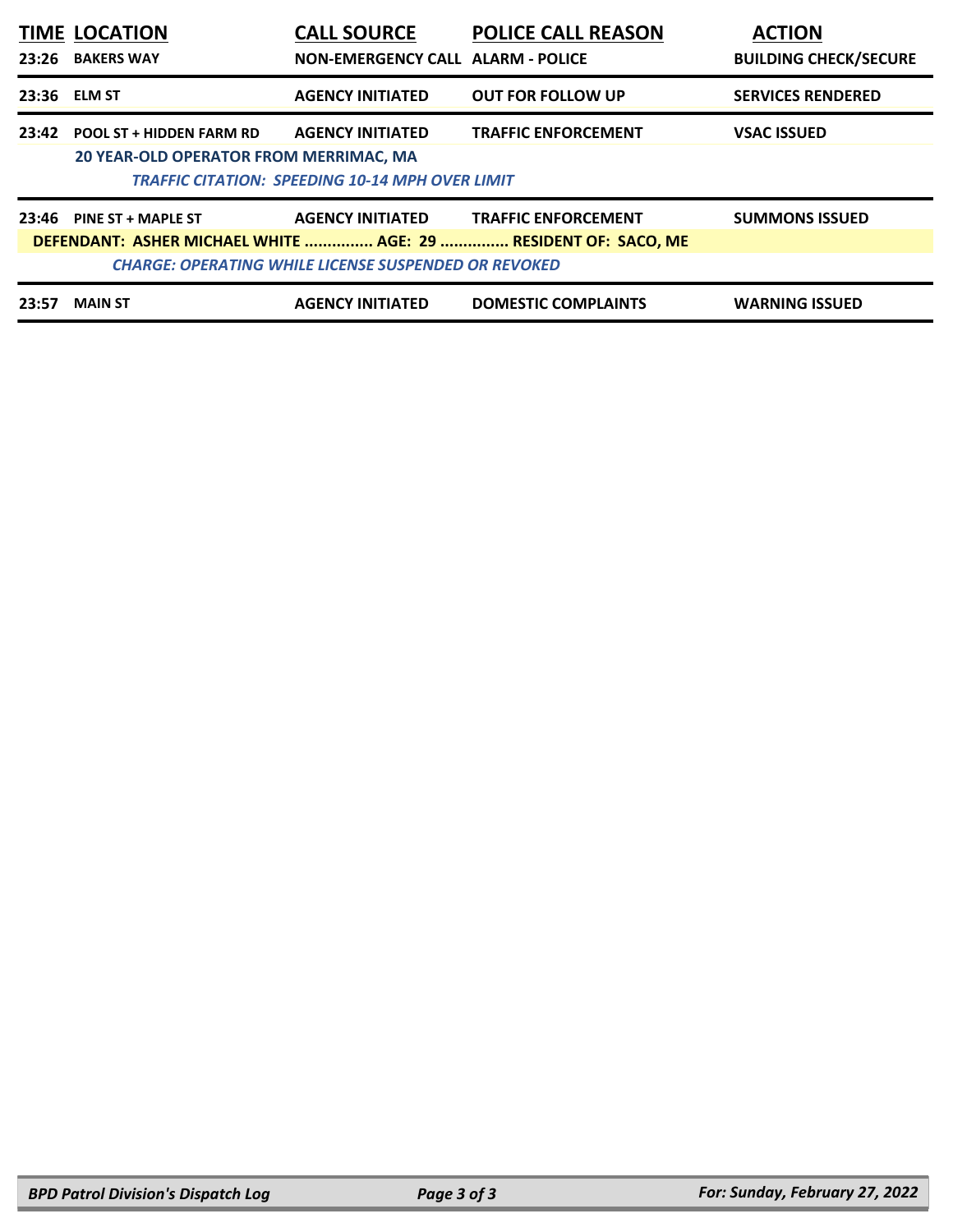| TIME | LOCATION | CALL SOURCE | POLICE CALL REASON | ACTION |
| --- | --- | --- | --- | --- |
| 23:26 | BAKERS WAY | NON-EMERGENCY CALL | ALARM - POLICE | BUILDING CHECK/SECURE |
| 23:36 | ELM ST | AGENCY INITIATED | OUT FOR FOLLOW UP | SERVICES RENDERED |
| 23:42 | POOL ST + HIDDEN FARM RD | AGENCY INITIATED | TRAFFIC ENFORCEMENT | VSAC ISSUED |

**20 YEAR-OLD OPERATOR FROM MERRIMAC, MA**

*TRAFFIC CITATION: SPEEDING 10-14 MPH OVER LIMIT*

| TIME | LOCATION | CALL SOURCE | POLICE CALL REASON | ACTION |
| --- | --- | --- | --- | --- |
| 23:46 | PINE ST + MAPLE ST | AGENCY INITIATED | TRAFFIC ENFORCEMENT | SUMMONS ISSUED |

**DEFENDANT: ASHER MICHAEL WHITE ............... AGE: 29 ............... RESIDENT OF: SACO, ME**

*CHARGE: OPERATING WHILE LICENSE SUSPENDED OR REVOKED*

| TIME | LOCATION | CALL SOURCE | POLICE CALL REASON | ACTION |
| --- | --- | --- | --- | --- |
| 23:57 | MAIN ST | AGENCY INITIATED | DOMESTIC COMPLAINTS | WARNING ISSUED |